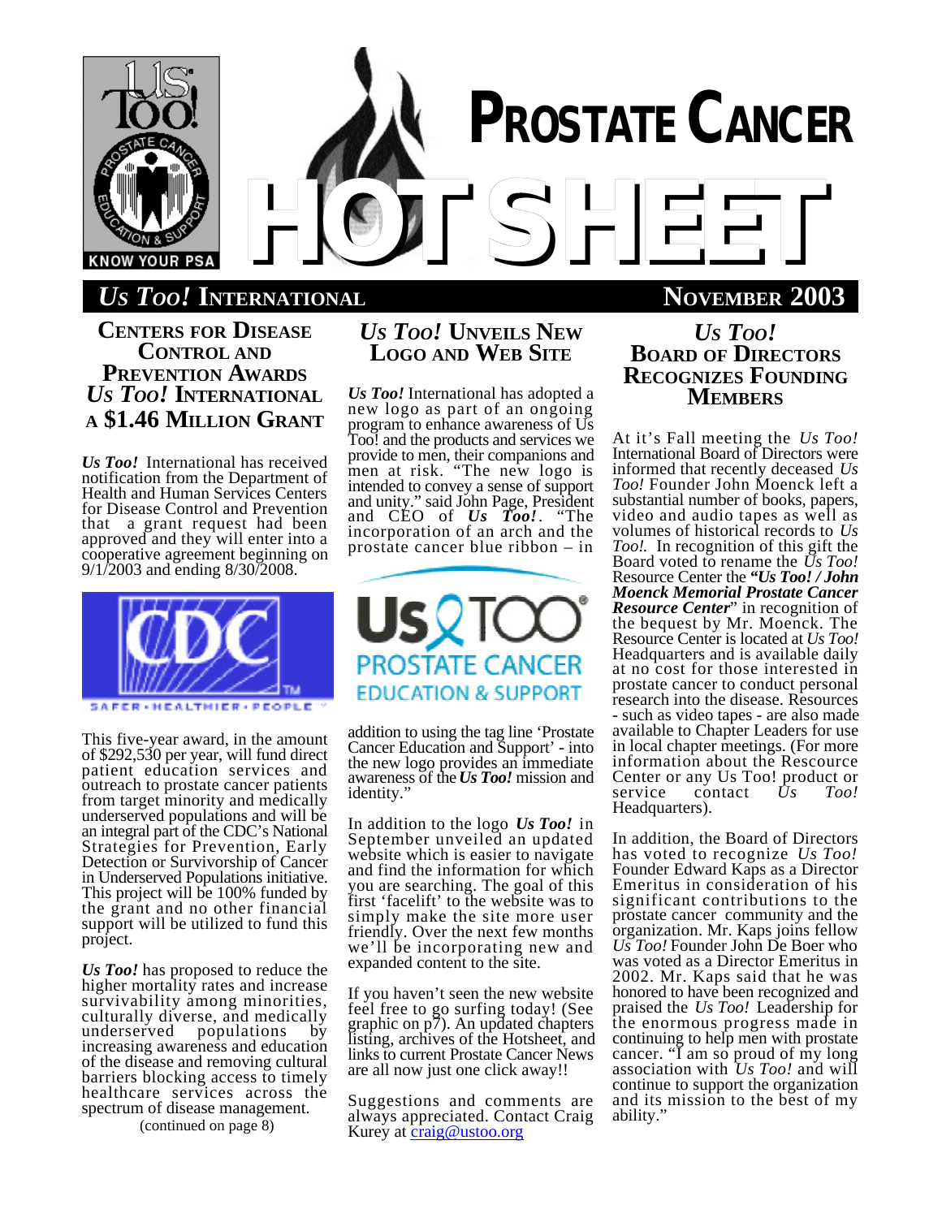# PROSTATE CANCER HOTSHEET

## *US TOO!* INTERNATIONAL — NOVEMBER 2003

## CENTERS FOR DISEASE CONTROL AND PREVENTION AWARDS *US TOO!* INTERNATIONAL A $1.46 MILLION GRANT

***Us Too!*** International has received notification from the Department of Health and Human Services Centers for Disease Control and Prevention that a grant request had been approved and they will enter into a cooperative agreement beginning on 9/1/2003 and ending 8/30/2008.

This five-year award, in the amount of $292,530 per year, will fund direct patient education services and outreach to prostate cancer patients from target minority and medically underserved populations and will be an integral part of the CDC's National Strategies for Prevention, Early Detection or Survivorship of Cancer in Underserved Populations initiative. This project will be 100% funded by the grant and no other financial support will be utilized to fund this project.

***Us Too!*** has proposed to reduce the higher mortality rates and increase survivability among minorities, culturally diverse, and medically underserved populations by increasing awareness and education of the disease and removing cultural barriers blocking access to timely healthcare services across the spectrum of disease management.

(continued on page 8)

## *US TOO!* UNVEILS NEW LOGO AND WEB SITE

***Us Too!*** International has adopted a new logo as part of an ongoing program to enhance awareness of Us Too! and the products and services we provide to men, their companions and men at risk. "The new logo is intended to convey a sense of support and unity." said John Page, President and CEO of ***Us Too!***. "The incorporation of an arch and the prostate cancer blue ribbon – in addition to using the tag line 'Prostate Cancer Education and Support' - into the new logo provides an immediate awareness of the ***Us Too!*** mission and identity."

In addition to the logo ***Us Too!*** in September unveiled an updated website which is easier to navigate and find the information for which you are searching. The goal of this first 'facelift' to the website was to simply make the site more user friendly. Over the next few months we'll be incorporating new and expanded content to the site.

If you haven't seen the new website feel free to go surfing today! (See graphic on p7). An updated chapters listing, archives of the Hotsheet, and links to current Prostate Cancer News are all now just one click away!!

Suggestions and comments are always appreciated. Contact Craig Kurey at craig@ustoo.org

## *US TOO!* BOARD OF DIRECTORS RECOGNIZES FOUNDING MEMBERS

At it's Fall meeting the *Us Too!* International Board of Directors were informed that recently deceased *Us Too!* Founder John Moenck left a substantial number of books, papers, video and audio tapes as well as volumes of historical records to *Us Too!*. In recognition of this gift the Board voted to rename the *Us Too!* Resource Center the ***"Us Too! / John Moenck Memorial Prostate Cancer Resource Center"*** in recognition of the bequest by Mr. Moenck. The Resource Center is located at *Us Too!* Headquarters and is available daily at no cost for those interested in prostate cancer to conduct personal research into the disease. Resources - such as video tapes - are also made available to Chapter Leaders for use in local chapter meetings. (For more information about the Rescource Center or any Us Too! product or service contact *Us Too!* Headquarters).

In addition, the Board of Directors has voted to recognize *Us Too!* Founder Edward Kaps as a Director Emeritus in consideration of his significant contributions to the prostate cancer community and the organization. Mr. Kaps joins fellow *Us Too!* Founder John De Boer who was voted as a Director Emeritus in 2002. Mr. Kaps said that he was honored to have been recognized and praised the *Us Too!* Leadership for the enormous progress made in continuing to help men with prostate cancer. "I am so proud of my long association with *Us Too!* and will continue to support the organization and its mission to the best of my ability."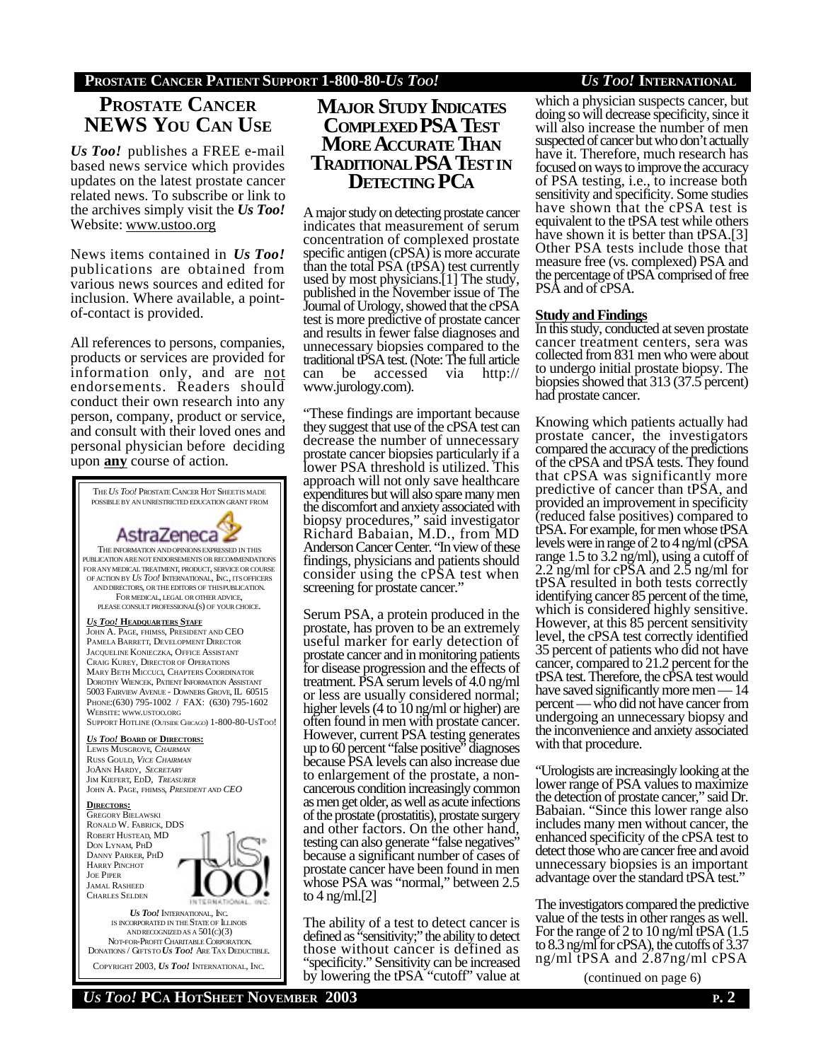## PROSTATE CANCER NEWS YOU CAN USE

***Us Too!*** publishes a FREE e-mail based news service which provides updates on the latest prostate cancer related news. To subscribe or link to the archives simply visit the ***Us Too!*** Website: www.ustoo.org

News items contained in ***Us Too!*** publications are obtained from various news sources and edited for inclusion. Where available, a point-of-contact is provided.

All references to persons, companies, products or services are provided for information only, and are not endorsements. Readers should conduct their own research into any person, company, product or service, and consult with their loved ones and personal physician before deciding upon **any** course of action.

THE *US TOO!* PROSTATE CANCER HOT SHEETS MADE POSSIBLE BY AN UNRESTRICTED EDUCATION GRANT FROM

AstraZeneca

THE INFORMATION AND OPINIONS EXPRESSED IN THIS PUBLICATION ARE NOT ENDORSEMENTS OR RECOMMENDATIONS FOR ANY MEDICAL TREATMENT, PRODUCT, SERVICE OR COURSE OF ACTION BY *US TOO!* INTERNATIONAL, INC., ITS OFFICERS AND DIRECTORS, OR THE EDITORS OF THIS PUBLICATION. FOR MEDICAL, LEGAL OR OTHER ADVICE, PLEASE CONSULT PROFESSIONAL(S) OF YOUR CHOICE.

***US TOO!* HEADQUARTERS STAFF**
JOHN A. PAGE, FHIMSS, PRESIDENT AND CEO
PAMELA BARRETT, DEVELOPMENT DIRECTOR
JACQUELINE KONIECZKA, OFFICE ASSISTANT
CRAIG KUREY, DIRECTOR OF OPERATIONS
MARY BETH MICCUCI, CHAPTERS COORDINATOR
DOROTHY WIENCEK, PATIENT INFORMATION ASSISTANT
5003 FAIRVIEW AVENUE - DOWNERS GROVE, IL 60515
PHONE:(630) 795-1002 / FAX: (630) 795-1602
WEBSITE: WWW.USTOO.ORG
SUPPORT HOTLINE (OUTSIDE CHICAGO) 1-800-80-USTOO!

***US TOO!* BOARD OF DIRECTORS:**
LEWIS MUSGROVE, *CHAIRMAN*
RUSS GOULD, *VICE CHAIRMAN*
JOANN HARDY, *SECRETARY*
JIM KIEFERT, EDD, *TREASURER*
JOHN A. PAGE, FHIMSS, *PRESIDENT AND CEO*

**DIRECTORS:**
GREGORY BIELAWSKI
RONALD W. FABRICK, DDS
ROBERT HUSTEAD, MD
DON LYNAM, PHD
DANNY PARKER, PHD
HARRY PINCHOT
JOE PIPER
JAMAL RASHEED
CHARLES SELDEN

*US TOO!* INTERNATIONAL, INC. IS INCORPORATED IN THE STATE OF ILLINOIS AND RECOGNIZED AS A 501(C)(3) NOT-FOR-PROFIT CHARITABLE CORPORATION. DONATIONS / GIFTS TO *US TOO!* ARE TAX DEDUCTIBLE.

COPYRIGHT 2003, *US TOO!* INTERNATIONAL, INC.

## MAJOR STUDY INDICATES COMPLEXED PSA TEST MORE ACCURATE THAN TRADITIONAL PSA TEST IN DETECTING PCA

A major study on detecting prostate cancer indicates that measurement of serum concentration of complexed prostate specific antigen (cPSA) is more accurate than the total PSA (tPSA) test currently used by most physicians.[1] The study, published in the November issue of The Journal of Urology, showed that the cPSA test is more predictive of prostate cancer and results in fewer false diagnoses and unnecessary biopsies compared to the traditional tPSA test. (Note: The full article can be accessed via http://www.jurology.com).

"These findings are important because they suggest that use of the cPSA test can decrease the number of unnecessary prostate cancer biopsies particularly if a lower PSA threshold is utilized. This approach will not only save healthcare expenditures but will also spare many men the discomfort and anxiety associated with biopsy procedures," said investigator Richard Babaian, M.D., from MD Anderson Cancer Center. "In view of these findings, physicians and patients should consider using the cPSA test when screening for prostate cancer."

Serum PSA, a protein produced in the prostate, has proven to be an extremely useful marker for early detection of prostate cancer and in monitoring patients for disease progression and the effects of treatment. PSA serum levels of 4.0 ng/ml or less are usually considered normal; higher levels (4 to 10 ng/ml or higher) are often found in men with prostate cancer. However, current PSA testing generates up to 60 percent "false positive" diagnoses because PSA levels can also increase due to enlargement of the prostate, a non-cancerous condition increasingly common as men get older, as well as acute infections of the prostate (prostatitis), prostate surgery and other factors. On the other hand, testing can also generate "false negatives" because a significant number of cases of prostate cancer have been found in men whose PSA was "normal," between 2.5 to 4 ng/ml.[2]

The ability of a test to detect cancer is defined as "sensitivity;" the ability to detect those without cancer is defined as "specificity." Sensitivity can be increased by lowering the tPSA "cutoff" value at which a physician suspects cancer, but doing so will decrease specificity, since it will also increase the number of men suspected of cancer but who don't actually have it. Therefore, much research has focused on ways to improve the accuracy of PSA testing, i.e., to increase both sensitivity and specificity. Some studies have shown that the cPSA test is equivalent to the tPSA test while others have shown it is better than tPSA.[3] Other PSA tests include those that measure free (vs. complexed) PSA and the percentage of tPSA comprised of free PSA and of cPSA.

**Study and Findings**

In this study, conducted at seven prostate cancer treatment centers, sera was collected from 831 men who were about to undergo initial prostate biopsy. The biopsies showed that 313 (37.5 percent) had prostate cancer.

Knowing which patients actually had prostate cancer, the investigators compared the accuracy of the predictions of the cPSA and tPSA tests. They found that cPSA was significantly more predictive of cancer than tPSA, and provided an improvement in specificity (reduced false positives) compared to tPSA. For example, for men whose tPSA levels were in range of 2 to 4 ng/ml (cPSA range 1.5 to 3.2 ng/ml), using a cutoff of 2.2 ng/ml for cPSA and 2.5 ng/ml for tPSA resulted in both tests correctly identifying cancer 85 percent of the time, which is considered highly sensitive. However, at this 85 percent sensitivity level, the cPSA test correctly identified 35 percent of patients who did not have cancer, compared to 21.2 percent for the tPSA test. Therefore, the cPSA test would have saved significantly more men — 14 percent — who did not have cancer from undergoing an unnecessary biopsy and the inconvenience and anxiety associated with that procedure.

"Urologists are increasingly looking at the lower range of PSA values to maximize the detection of prostate cancer," said Dr. Babaian. "Since this lower range also includes many men without cancer, the enhanced specificity of the cPSA test to detect those who are cancer free and avoid unnecessary biopsies is an important advantage over the standard tPSA test."

The investigators compared the predictive value of the tests in other ranges as well. For the range of 2 to 10 ng/ml tPSA (1.5 to 8.3 ng/ml for cPSA), the cutoffs of 3.37 ng/ml tPSA and 2.87ng/ml cPSA

(continued on page 6)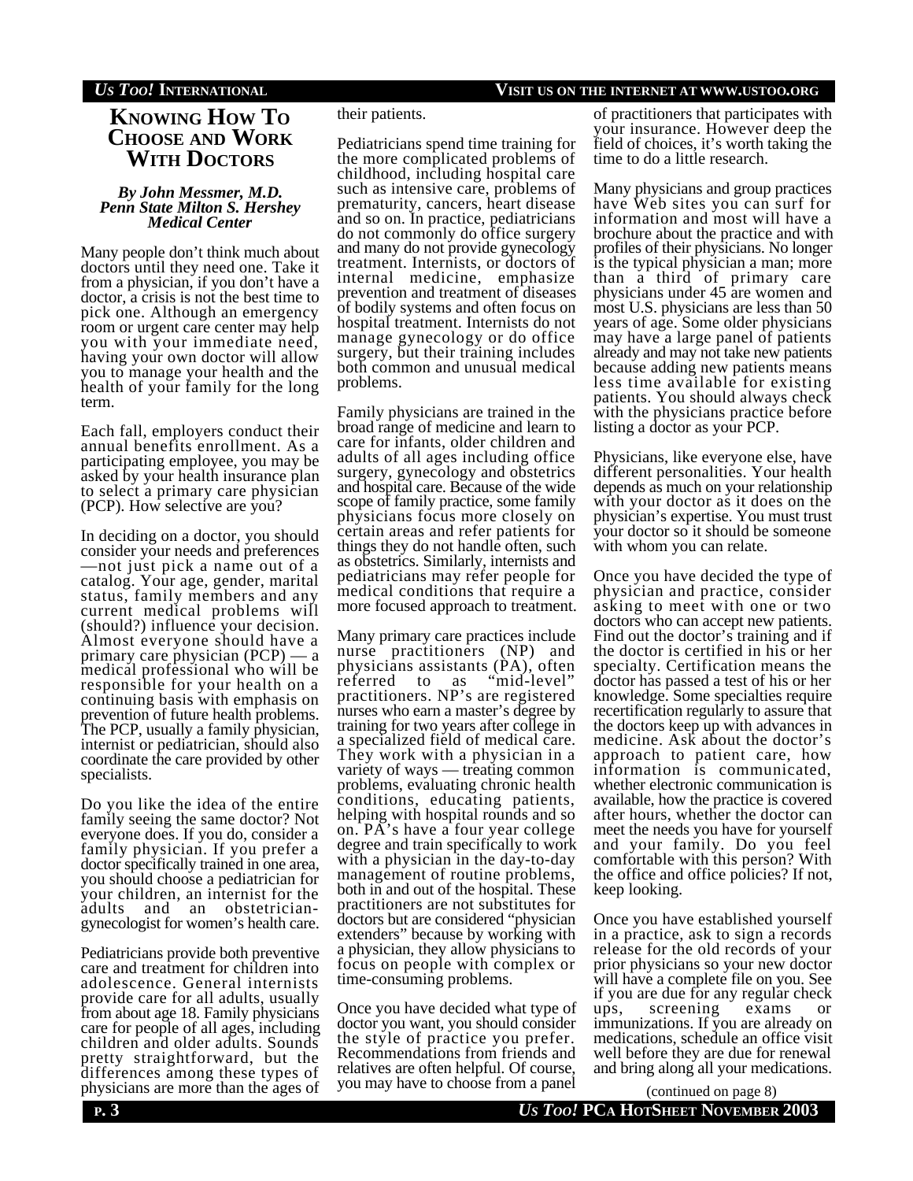# Knowing How To Choose and Work With Doctors

***By John Messmer, M.D. Penn State Milton S. Hershey Medical Center***

Many people don't think much about doctors until they need one. Take it from a physician, if you don't have a doctor, a crisis is not the best time to pick one. Although an emergency room or urgent care center may help you with your immediate need, having your own doctor will allow you to manage your health and the health of your family for the long term.

Each fall, employers conduct their annual benefits enrollment. As a participating employee, you may be asked by your health insurance plan to select a primary care physician (PCP). How selective are you?

In deciding on a doctor, you should consider your needs and preferences—not just pick a name out of a catalog. Your age, gender, marital status, family members and any current medical problems will (should?) influence your decision. Almost everyone should have a primary care physician (PCP) — a medical professional who will be responsible for your health on a continuing basis with emphasis on prevention of future health problems. The PCP, usually a family physician, internist or pediatrician, should also coordinate the care provided by other specialists.

Do you like the idea of the entire family seeing the same doctor? Not everyone does. If you do, consider a family physician. If you prefer a doctor specifically trained in one area, you should choose a pediatrician for your children, an internist for the adults and an obstetrician-gynecologist for women's health care.

Pediatricians provide both preventive care and treatment for children into adolescence. General internists provide care for all adults, usually from about age 18. Family physicians care for people of all ages, including children and older adults. Sounds pretty straightforward, but the differences among these types of physicians are more than the ages of their patients.

Pediatricians spend time training for the more complicated problems of childhood, including hospital care such as intensive care, problems of prematurity, cancers, heart disease and so on. In practice, pediatricians do not commonly do office surgery and many do not provide gynecology treatment. Internists, or doctors of internal medicine, emphasize prevention and treatment of diseases of bodily systems and often focus on hospital treatment. Internists do not manage gynecology or do office surgery, but their training includes both common and unusual medical problems.

Family physicians are trained in the broad range of medicine and learn to care for infants, older children and adults of all ages including office surgery, gynecology and obstetrics and hospital care. Because of the wide scope of family practice, some family physicians focus more closely on certain areas and refer patients for things they do not handle often, such as obstetrics. Similarly, internists and pediatricians may refer people for medical conditions that require a more focused approach to treatment.

Many primary care practices include nurse practitioners (NP) and physicians assistants (PA), often referred to as "mid-level" practitioners. NP's are registered nurses who earn a master's degree by training for two years after college in a specialized field of medical care. They work with a physician in a variety of ways — treating common problems, evaluating chronic health conditions, educating patients, helping with hospital rounds and so on. PA's have a four year college degree and train specifically to work with a physician in the day-to-day management of routine problems, both in and out of the hospital. These practitioners are not substitutes for doctors but are considered "physician extenders" because by working with a physician, they allow physicians to focus on people with complex or time-consuming problems.

Once you have decided what type of doctor you want, you should consider the style of practice you prefer. Recommendations from friends and relatives are often helpful. Of course, you may have to choose from a panel of practitioners that participates with your insurance. However deep the field of choices, it's worth taking the time to do a little research.

Many physicians and group practices have Web sites you can surf for information and most will have a brochure about the practice and with profiles of their physicians. No longer is the typical physician a man; more than a third of primary care physicians under 45 are women and most U.S. physicians are less than 50 years of age. Some older physicians may have a large panel of patients already and may not take new patients because adding new patients means less time available for existing patients. You should always check with the physicians practice before listing a doctor as your PCP.

Physicians, like everyone else, have different personalities. Your health depends as much on your relationship with your doctor as it does on the physician's expertise. You must trust your doctor so it should be someone with whom you can relate.

Once you have decided the type of physician and practice, consider asking to meet with one or two doctors who can accept new patients. Find out the doctor's training and if the doctor is certified in his or her specialty. Certification means the doctor has passed a test of his or her knowledge. Some specialties require recertification regularly to assure that the doctors keep up with advances in medicine. Ask about the doctor's approach to patient care, how information is communicated, whether electronic communication is available, how the practice is covered after hours, whether the doctor can meet the needs you have for yourself and your family. Do you feel comfortable with this person? With the office and office policies? If not, keep looking.

Once you have established yourself in a practice, ask to sign a records release for the old records of your prior physicians so your new doctor will have a complete file on you. See if you are due for any regular check ups, screening exams or immunizations. If you are already on medications, schedule an office visit well before they are due for renewal and bring along all your medications.

(continued on page 8)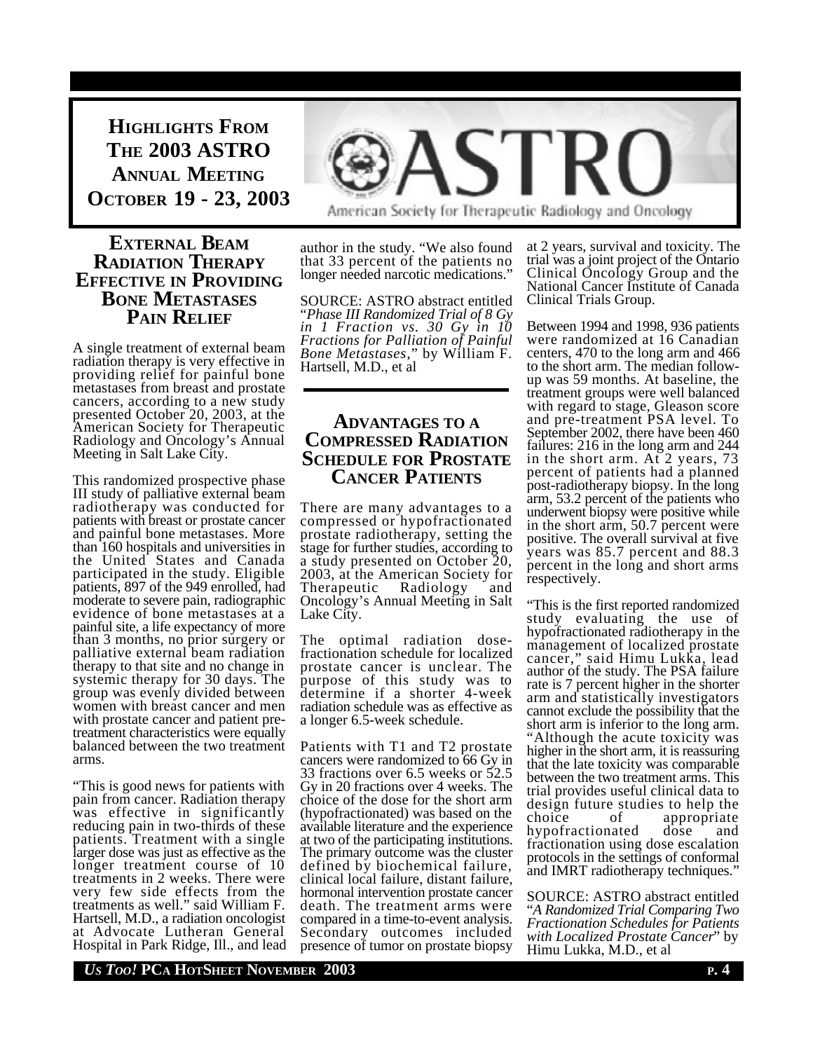# Highlights From The 2003 ASTRO Annual Meeting October 19 - 23, 2003

ASTRO

American Society for Therapeutic Radiology and Oncology

## External Beam Radiation Therapy Effective in Providing Bone Metastases Pain Relief

A single treatment of external beam radiation therapy is very effective in providing relief for painful bone metastases from breast and prostate cancers, according to a new study presented October 20, 2003, at the American Society for Therapeutic Radiology and Oncology's Annual Meeting in Salt Lake City.

This randomized prospective phase III study of palliative external beam radiotherapy was conducted for patients with breast or prostate cancer and painful bone metastases. More than 160 hospitals and universities in the United States and Canada participated in the study. Eligible patients, 897 of the 949 enrolled, had moderate to severe pain, radiographic evidence of bone metastases at a painful site, a life expectancy of more than 3 months, no prior surgery or palliative external beam radiation therapy to that site and no change in systemic therapy for 30 days. The group was evenly divided between women with breast cancer and men with prostate cancer and patient pre-treatment characteristics were equally balanced between the two treatment arms.

"This is good news for patients with pain from cancer. Radiation therapy was effective in significantly reducing pain in two-thirds of these patients. Treatment with a single larger dose was just as effective as the longer treatment course of 10 treatments in 2 weeks. There were very few side effects from the treatments as well." said William F. Hartsell, M.D., a radiation oncologist at Advocate Lutheran General Hospital in Park Ridge, Ill., and lead author in the study. "We also found that 33 percent of the patients no longer needed narcotic medications."

SOURCE: ASTRO abstract entitled "*Phase III Randomized Trial of 8 Gy in 1 Fraction vs. 30 Gy in 10 Fractions for Palliation of Painful Bone Metastases*," by William F. Hartsell, M.D., et al

## Advantages to a Compressed Radiation Schedule for Prostate Cancer Patients

There are many advantages to a compressed or hypofractionated prostate radiotherapy, setting the stage for further studies, according to a study presented on October 20, 2003, at the American Society for Therapeutic Radiology and Oncology's Annual Meeting in Salt Lake City.

The optimal radiation dose-fractionation schedule for localized prostate cancer is unclear. The purpose of this study was to determine if a shorter 4-week radiation schedule was as effective as a longer 6.5-week schedule.

Patients with T1 and T2 prostate cancers were randomized to 66 Gy in 33 fractions over 6.5 weeks or 52.5 Gy in 20 fractions over 4 weeks. The choice of the dose for the short arm (hypofractionated) was based on the available literature and the experience at two of the participating institutions. The primary outcome was the cluster defined by biochemical failure, clinical local failure, distant failure, hormonal intervention prostate cancer death. The treatment arms were compared in a time-to-event analysis. Secondary outcomes included presence of tumor on prostate biopsy at 2 years, survival and toxicity. The trial was a joint project of the Ontario Clinical Oncology Group and the National Cancer Institute of Canada Clinical Trials Group.

Between 1994 and 1998, 936 patients were randomized at 16 Canadian centers, 470 to the long arm and 466 to the short arm. The median follow-up was 59 months. At baseline, the treatment groups were well balanced with regard to stage, Gleason score and pre-treatment PSA level. To September 2002, there have been 460 failures: 216 in the long arm and 244 in the short arm. At 2 years, 73 percent of patients had a planned post-radiotherapy biopsy. In the long arm, 53.2 percent of the patients who underwent biopsy were positive while in the short arm, 50.7 percent were positive. The overall survival at five years was 85.7 percent and 88.3 percent in the long and short arms respectively.

"This is the first reported randomized study evaluating the use of hypofractionated radiotherapy in the management of localized prostate cancer," said Himu Lukka, lead author of the study. The PSA failure rate is 7 percent higher in the shorter arm and statistically investigators cannot exclude the possibility that the short arm is inferior to the long arm. "Although the acute toxicity was higher in the short arm, it is reassuring that the late toxicity was comparable between the two treatment arms. This trial provides useful clinical data to design future studies to help the choice of appropriate hypofractionated dose and fractionation using dose escalation protocols in the settings of conformal and IMRT radiotherapy techniques."

SOURCE: ASTRO abstract entitled "*A Randomized Trial Comparing Two Fractionation Schedules for Patients with Localized Prostate Cancer*" by Himu Lukka, M.D., et al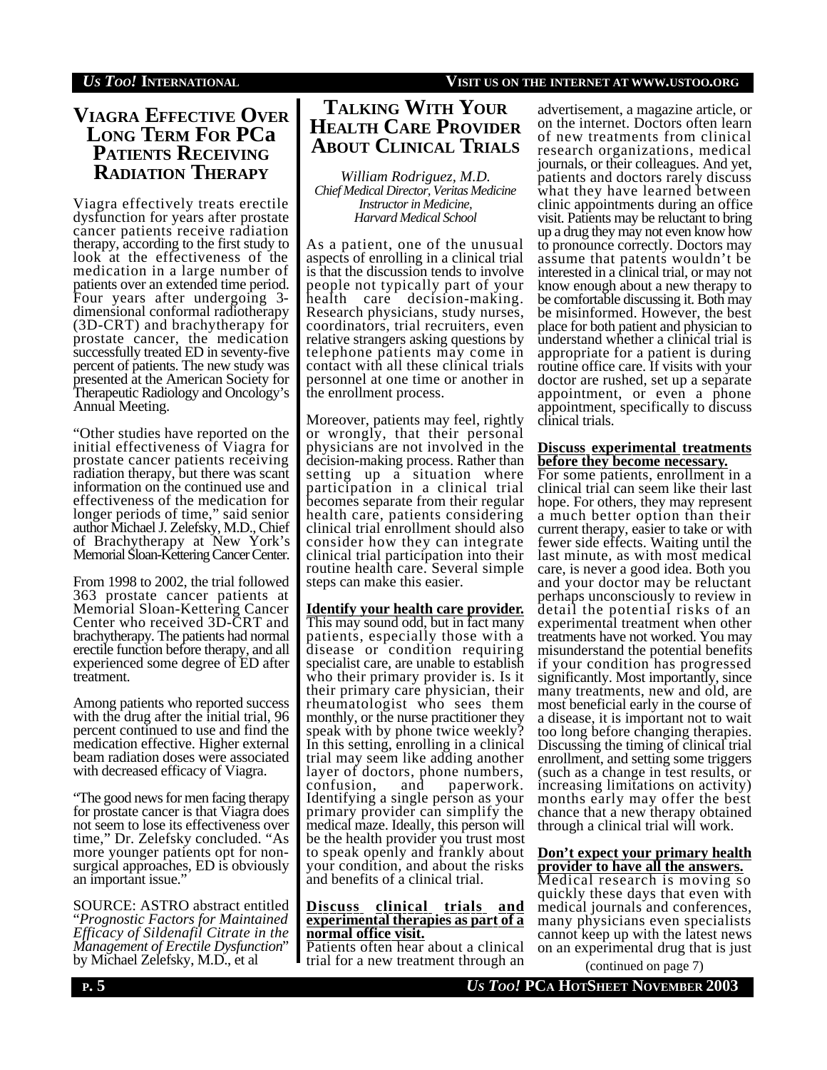## Viagra Effective Over Long Term For PCa Patients Receiving Radiation Therapy

Viagra effectively treats erectile dysfunction for years after prostate cancer patients receive radiation therapy, according to the first study to look at the effectiveness of the medication in a large number of patients over an extended time period. Four years after undergoing 3-dimensional conformal radiotherapy (3D-CRT) and brachytherapy for prostate cancer, the medication successfully treated ED in seventy-five percent of patients. The new study was presented at the American Society for Therapeutic Radiology and Oncology's Annual Meeting.

"Other studies have reported on the initial effectiveness of Viagra for prostate cancer patients receiving radiation therapy, but there was scant information on the continued use and effectiveness of the medication for longer periods of time," said senior author Michael J. Zelefsky, M.D., Chief of Brachytherapy at New York's Memorial Sloan-Kettering Cancer Center.

From 1998 to 2002, the trial followed 363 prostate cancer patients at Memorial Sloan-Kettering Cancer Center who received 3D-CRT and brachytherapy. The patients had normal erectile function before therapy, and all experienced some degree of ED after treatment.

Among patients who reported success with the drug after the initial trial, 96 percent continued to use and find the medication effective. Higher external beam radiation doses were associated with decreased efficacy of Viagra.

"The good news for men facing therapy for prostate cancer is that Viagra does not seem to lose its effectiveness over time," Dr. Zelefsky concluded. "As more younger patients opt for non-surgical approaches, ED is obviously an important issue."

SOURCE: ASTRO abstract entitled "*Prognostic Factors for Maintained Efficacy of Sildenafil Citrate in the Management of Erectile Dysfunction*" by Michael Zelefsky, M.D., et al

## Talking With Your Health Care Provider About Clinical Trials

*William Rodriguez, M.D.*
*Chief Medical Director, Veritas Medicine*
*Instructor in Medicine,*
*Harvard Medical School*

As a patient, one of the unusual aspects of enrolling in a clinical trial is that the discussion tends to involve people not typically part of your health care decision-making. Research physicians, study nurses, coordinators, trial recruiters, even relative strangers asking questions by telephone patients may come in contact with all these clinical trials personnel at one time or another in the enrollment process.

Moreover, patients may feel, rightly or wrongly, that their personal physicians are not involved in the decision-making process. Rather than setting up a situation where participation in a clinical trial becomes separate from their regular health care, patients considering clinical trial enrollment should also consider how they can integrate clinical trial participation into their routine health care. Several simple steps can make this easier.

**Identify your health care provider.** This may sound odd, but in fact many patients, especially those with a disease or condition requiring specialist care, are unable to establish who their primary provider is. Is it their primary care physician, their rheumatologist who sees them monthly, or the nurse practitioner they speak with by phone twice weekly? In this setting, enrolling in a clinical trial may seem like adding another layer of doctors, phone numbers, confusion, and paperwork. Identifying a single person as your primary provider can simplify the medical maze. Ideally, this person will be the health provider you trust most to speak openly and frankly about your condition, and about the risks and benefits of a clinical trial.

**Discuss clinical trials and experimental therapies as part of a normal office visit.** Patients often hear about a clinical trial for a new treatment through an advertisement, a magazine article, or on the internet. Doctors often learn of new treatments from clinical research organizations, medical journals, or their colleagues. And yet, patients and doctors rarely discuss what they have learned between clinic appointments during an office visit. Patients may be reluctant to bring up a drug they may not even know how to pronounce correctly. Doctors may assume that patents wouldn't be interested in a clinical trial, or may not know enough about a new therapy to be comfortable discussing it. Both may be misinformed. However, the best place for both patient and physician to understand whether a clinical trial is appropriate for a patient is during routine office care. If visits with your doctor are rushed, set up a separate appointment, or even a phone appointment, specifically to discuss clinical trials.

**Discuss experimental treatments before they become necessary.** For some patients, enrollment in a clinical trial can seem like their last hope. For others, they may represent a much better option than their current therapy, easier to take or with fewer side effects. Waiting until the last minute, as with most medical care, is never a good idea. Both you and your doctor may be reluctant perhaps unconsciously to review in detail the potential risks of an experimental treatment when other treatments have not worked. You may misunderstand the potential benefits if your condition has progressed significantly. Most importantly, since many treatments, new and old, are most beneficial early in the course of a disease, it is important not to wait too long before changing therapies. Discussing the timing of clinical trial enrollment, and setting some triggers (such as a change in test results, or increasing limitations on activity) months early may offer the best chance that a new therapy obtained through a clinical trial will work.

**Don't expect your primary health provider to have all the answers.** Medical research is moving so quickly these days that even with medical journals and conferences, many physicians even specialists cannot keep up with the latest news on an experimental drug that is just

(continued on page 7)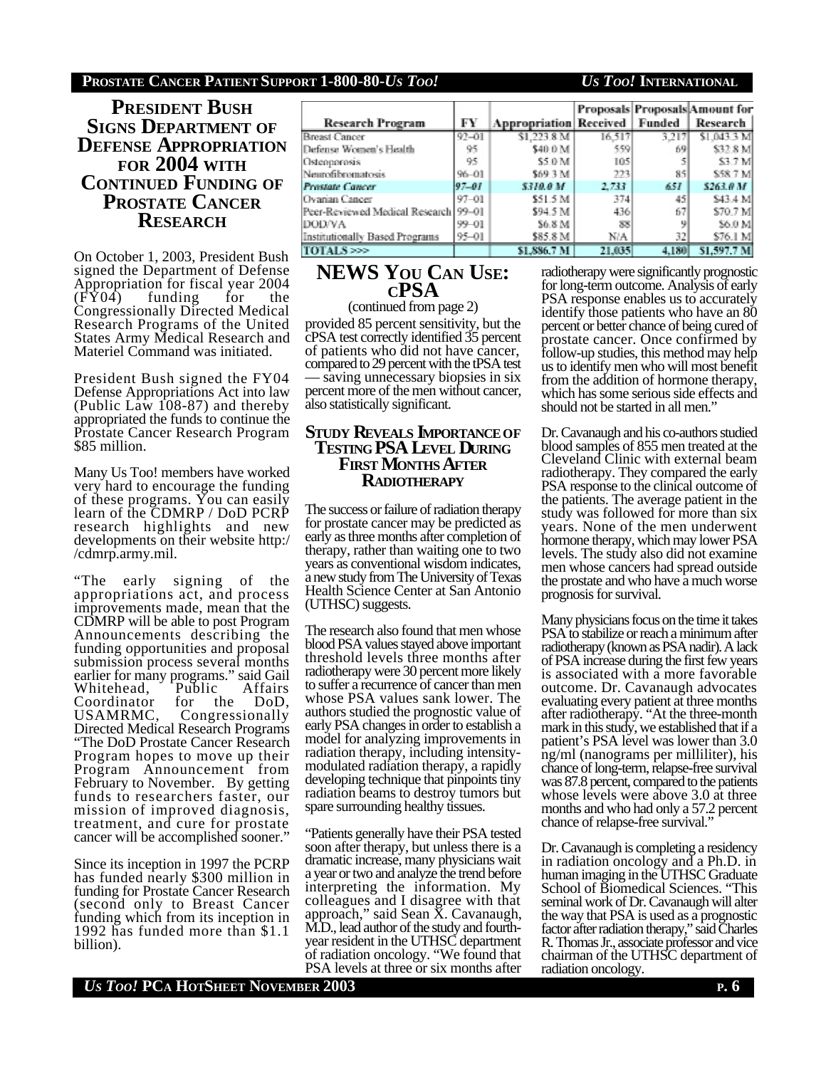# President Bush Signs Department of Defense Appropriation for 2004 with Continued Funding of Prostate Cancer Research

On October 1, 2003, President Bush signed the Department of Defense Appropriation for fiscal year 2004 (FY04) funding for the Congressionally Directed Medical Research Programs of the United States Army Medical Research and Materiel Command was initiated.

President Bush signed the FY04 Defense Appropriations Act into law (Public Law 108-87) and thereby appropriated the funds to continue the Prostate Cancer Research Program $85 million.

Many Us Too! members have worked very hard to encourage the funding of these programs. You can easily learn of the CDMRP / DoD PCRP research highlights and new developments on their website http://cdmrp.army.mil.

"The early signing of the appropriations act, and process improvements made, mean that the CDMRP will be able to post Program Announcements describing the funding opportunities and proposal submission process several months earlier for many programs." said Gail Whitehead, Public Affairs Coordinator for the DoD, USAMRMC, Congressionally Directed Medical Research Programs "The DoD Prostate Cancer Research Program hopes to move up their Program Announcement from February to November. By getting funds to researchers faster, our mission of improved diagnosis, treatment, and cure for prostate cancer will be accomplished sooner."

Since its inception in 1997 the PCRP has funded nearly $300 million in funding for Prostate Cancer Research (second only to Breast Cancer funding which from its inception in 1992 has funded more than $1.1 billion).

| Research Program | FY | Appropriation | Proposals Received | Proposals Funded | Amount for Research |
|---|---|---|---|---|---|
| Breast Cancer | 92–01 | $1,223.8 M | 16,517 | 3,217 | $1,043.3 M |
| Defense Women's Health | 95 | $40.0 M | 559 | 69 | $32.8 M |
| Osteoporosis | 95 | $5.0 M | 105 | 5 | $3.7 M |
| Neurofibromatosis | 96–01 | $69.3 M | 223 | 85 | $58.7 M |
| ***Prostate Cancer*** | ***97–01*** | ***$310.0 M*** | ***2,733*** | ***651*** | ***$263.0 M*** |
| Ovarian Cancer | 97–01 | $51.5 M | 374 | 45 | $43.4 M |
| Peer-Reviewed Medical Research | 99–01 | $94.5 M | 436 | 67 | $70.7 M |
| DOD/VA | 99–01 | $6.8 M | 88 | 9 | $6.0 M |
| Institutionally Based Programs | 95–01 | $85.8 M | N/A | 32 | $76.1 M |
| **TOTALS >>>** | | **$1,886.7 M** | **21,035** | **4,180** | **$1,597.7 M** |

# News You Can Use: cPSA

(continued from page 2)

provided 85 percent sensitivity, but the cPSA test correctly identified 35 percent of patients who did not have cancer, compared to 29 percent with the tPSA test — saving unnecessary biopsies in six percent more of the men without cancer, also statistically significant.

## Study Reveals Importance of Testing PSA Level During First Months After Radiotherapy

The success or failure of radiation therapy for prostate cancer may be predicted as early as three months after completion of therapy, rather than waiting one to two years as conventional wisdom indicates, a new study from The University of Texas Health Science Center at San Antonio (UTHSC) suggests.

The research also found that men whose blood PSA values stayed above important threshold levels three months after radiotherapy were 30 percent more likely to suffer a recurrence of cancer than men whose PSA values sank lower. The authors studied the prognostic value of early PSA changes in order to establish a model for analyzing improvements in radiation therapy, including intensity-modulated radiation therapy, a rapidly developing technique that pinpoints tiny radiation beams to destroy tumors but spare surrounding healthy tissues.

"Patients generally have their PSA tested soon after therapy, but unless there is a dramatic increase, many physicians wait a year or two and analyze the trend before interpreting the information. My colleagues and I disagree with that approach," said Sean X. Cavanaugh, M.D., lead author of the study and fourth-year resident in the UTHSC department of radiation oncology. "We found that PSA levels at three or six months after radiotherapy were significantly prognostic for long-term outcome. Analysis of early PSA response enables us to accurately identify those patients who have an 80 percent or better chance of being cured of prostate cancer. Once confirmed by follow-up studies, this method may help us to identify men who will most benefit from the addition of hormone therapy, which has some serious side effects and should not be started in all men."

Dr. Cavanaugh and his co-authors studied blood samples of 855 men treated at the Cleveland Clinic with external beam radiotherapy. They compared the early PSA response to the clinical outcome of the patients. The average patient in the study was followed for more than six years. None of the men underwent hormone therapy, which may lower PSA levels. The study also did not examine men whose cancers had spread outside the prostate and who have a much worse prognosis for survival.

Many physicians focus on the time it takes PSA to stabilize or reach a minimum after radiotherapy (known as PSA nadir). A lack of PSA increase during the first few years is associated with a more favorable outcome. Dr. Cavanaugh advocates evaluating every patient at three months after radiotherapy. "At the three-month mark in this study, we established that if a patient's PSA level was lower than 3.0 ng/ml (nanograms per milliliter), his chance of long-term, relapse-free survival was 87.8 percent, compared to the patients whose levels were above 3.0 at three months and who had only a 57.2 percent chance of relapse-free survival."

Dr. Cavanaugh is completing a residency in radiation oncology and a Ph.D. in human imaging in the UTHSC Graduate School of Biomedical Sciences. "This seminal work of Dr. Cavanaugh will alter the way that PSA is used as a prognostic factor after radiation therapy," said Charles R. Thomas Jr., associate professor and vice chairman of the UTHSC department of radiation oncology.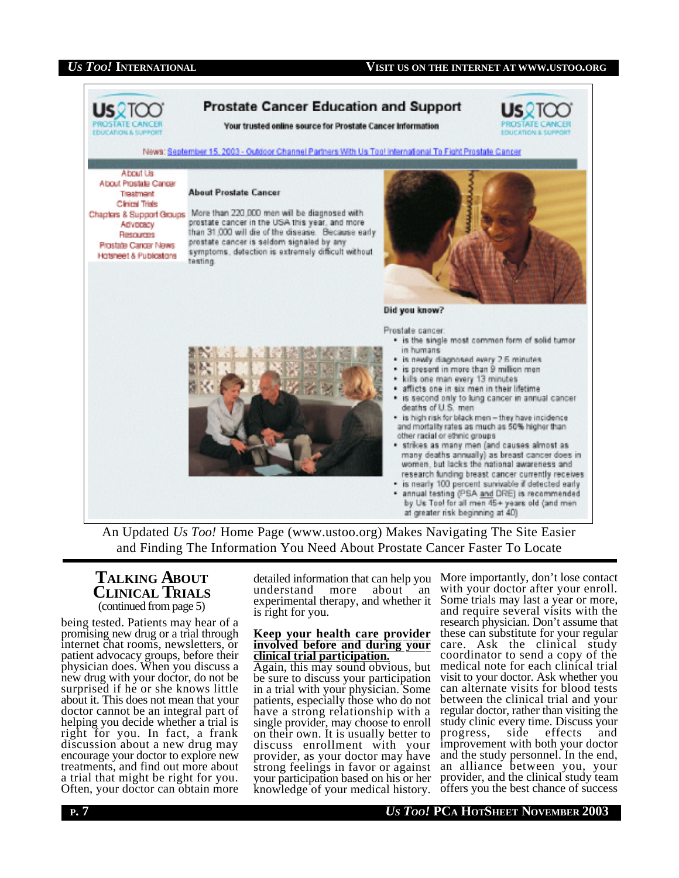Prostate Cancer Education and Support

Your trusted online source for Prostate Cancer Information

News: September 15, 2003 - Outdoor Channel Partners With Us Too! International To Fight Prostate Cancer

About Us
About Prostate Cancer
Treatment
Clinical Trials
Chapters & Support Groups
Advocacy
Resources
Prostate Cancer News
Hotsheet & Publications

**About Prostate Cancer**

More than 220,000 men will be diagnosed with prostate cancer in the USA this year, and more than 31,000 will die of the disease. Because early prostate cancer is seldom signaled by any symptoms, detection is extremely difficult without testing.

**Did you know?**

Prostate cancer:

- is the single most common form of solid tumor in humans
- is newly diagnosed every 2.5 minutes
- is present in more than 9 million men
- kills one man every 13 minutes
- afflicts one in six men in their lifetime
- is second only to lung cancer in annual cancer deaths of U.S. men
- is high risk for black men – they have incidence and mortality rates as much as 50% higher than other racial or ethnic groups
- strikes as many men (and causes almost as many deaths annually) as breast cancer does in women, but lacks the national awareness and research funding breast cancer currently receives
- is nearly 100 percent survivable if detected early
- annual testing (PSA and DRE) is recommended by Us Too! for all men 45+ years old (and men at greater risk beginning at 40)

An Updated *Us Too!* Home Page (www.ustoo.org) Makes Navigating The Site Easier and Finding The Information You Need About Prostate Cancer Faster To Locate

## Talking About Clinical Trials

(continued from page 5)

being tested. Patients may hear of a promising new drug or a trial through internet chat rooms, newsletters, or patient advocacy groups, before their physician does. When you discuss a new drug with your doctor, do not be surprised if he or she knows little about it. This does not mean that your doctor cannot be an integral part of helping you decide whether a trial is right for you. In fact, a frank discussion about a new drug may encourage your doctor to explore new treatments, and find out more about a trial that might be right for you. Often, your doctor can obtain more detailed information that can help you understand more about an experimental therapy, and whether it is right for you.

**Keep your health care provider involved before and during your clinical trial participation.**

Again, this may sound obvious, but be sure to discuss your participation in a trial with your physician. Some patients, especially those who do not have a strong relationship with a single provider, may choose to enroll on their own. It is usually better to discuss enrollment with your provider, as your doctor may have strong feelings in favor or against your participation based on his or her knowledge of your medical history. More importantly, don't lose contact with your doctor after your enroll. Some trials may last a year or more, and require several visits with the research physician. Don't assume that these can substitute for your regular care. Ask the clinical study coordinator to send a copy of the medical note for each clinical trial visit to your doctor. Ask whether you can alternate visits for blood tests between the clinical trial and your regular doctor, rather than visiting the study clinic every time. Discuss your progress, side effects and improvement with both your doctor and the study personnel. In the end, an alliance between you, your provider, and the clinical study team offers you the best chance of success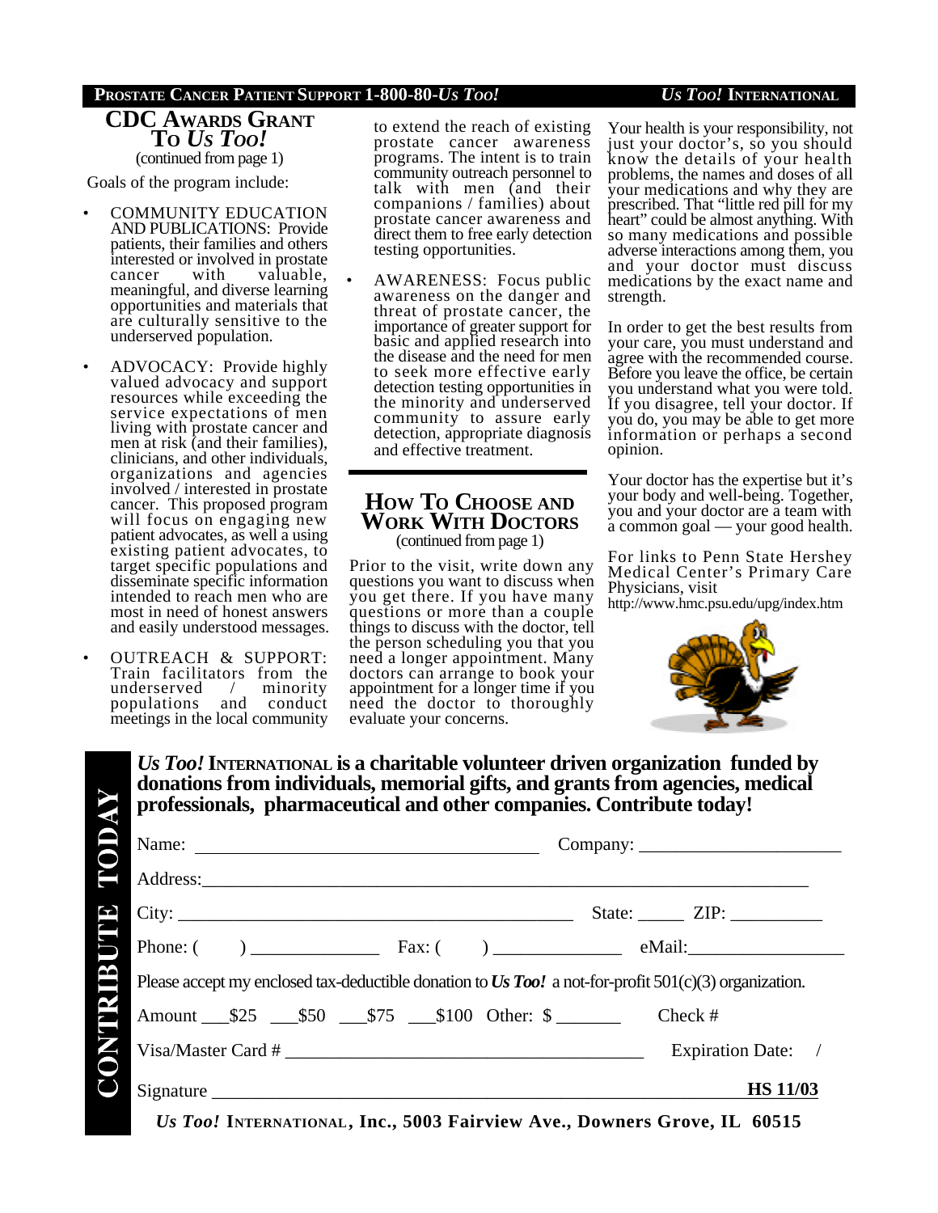## CDC Awards Grant To *Us Too!*

(continued from page 1)

Goals of the program include:

- COMMUNITY EDUCATION AND PUBLICATIONS: Provide patients, their families and others interested or involved in prostate cancer with valuable, meaningful, and diverse learning opportunities and materials that are culturally sensitive to the underserved population.
- ADVOCACY: Provide highly valued advocacy and support resources while exceeding the service expectations of men living with prostate cancer and men at risk (and their families), clinicians, and other individuals, organizations and agencies involved / interested in prostate cancer. This proposed program will focus on engaging new patient advocates, as well a using existing patient advocates, to target specific populations and disseminate specific information intended to reach men who are most in need of honest answers and easily understood messages.
- OUTREACH & SUPPORT: Train facilitators from the underserved / minority populations and conduct meetings in the local community to extend the reach of existing prostate cancer awareness programs. The intent is to train community outreach personnel to talk with men (and their companions / families) about prostate cancer awareness and direct them to free early detection testing opportunities.
- AWARENESS: Focus public awareness on the danger and threat of prostate cancer, the importance of greater support for basic and applied research into the disease and the need for men to seek more effective early detection testing opportunities in the minority and underserved community to assure early detection, appropriate diagnosis and effective treatment.

## How To Choose and Work With Doctors

(continued from page 1)

Prior to the visit, write down any questions you want to discuss when you get there. If you have many questions or more than a couple things to discuss with the doctor, tell the person scheduling you that you need a longer appointment. Many doctors can arrange to book your appointment for a longer time if you need the doctor to thoroughly evaluate your concerns.

Your health is your responsibility, not just your doctor's, so you should know the details of your health problems, the names and doses of all your medications and why they are prescribed. That "little red pill for my heart" could be almost anything. With so many medications and possible adverse interactions among them, you and your doctor must discuss medications by the exact name and strength.

In order to get the best results from your care, you must understand and agree with the recommended course. Before you leave the office, be certain you understand what you were told. If you disagree, tell your doctor. If you do, you may be able to get more information or perhaps a second opinion.

Your doctor has the expertise but it's your body and well-being. Together, you and your doctor are a team with a common goal — your good health.

For links to Penn State Hershey Medical Center's Primary Care Physicians, visit http://www.hmc.psu.edu/upg/index.htm

## CONTRIBUTE TODAY

***Us Too!* International is a charitable volunteer driven organization funded by donations from individuals, memorial gifts, and grants from agencies, medical professionals, pharmaceutical and other companies. Contribute today!**

Name: ______________________________ Company: ____________________

Address: ____________________________________________________________

City: ____________________________________ State: _____ ZIP: __________

Phone: ( ) _____________ Fax: ( ) _____________ eMail: ________________

Please accept my enclosed tax-deductible donation to ***Us Too!*** a not-for-profit 501(c)(3) organization.

Amount ___$25 ___$50 ___$75 ___$100 Other: $ _______ Check #

Visa/Master Card # ____________________________________ Expiration Date: /

Signature ________________________________________________________ **HS 11/03**

***Us Too!* International, Inc., 5003 Fairview Ave., Downers Grove, IL 60515**